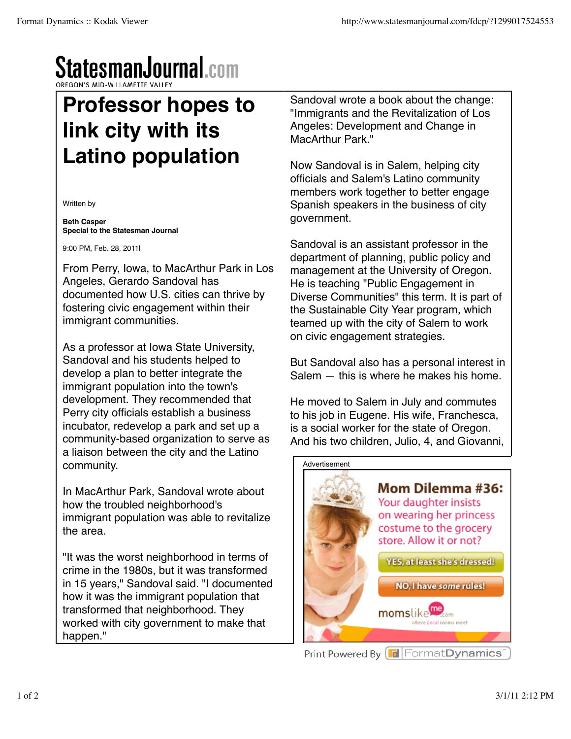# Professor hopes to link city with its Latino population

Written by

**Beth Casper**
**Special to the Statesman Journal**

9:00 PM, Feb. 28, 2011l

From Perry, Iowa, to MacArthur Park in Los Angeles, Gerardo Sandoval has documented how U.S. cities can thrive by fostering civic engagement within their immigrant communities.

As a professor at Iowa State University, Sandoval and his students helped to develop a plan to better integrate the immigrant population into the town's development. They recommended that Perry city officials establish a business incubator, redevelop a park and set up a community-based organization to serve as a liaison between the city and the Latino community.

In MacArthur Park, Sandoval wrote about how the troubled neighborhood's immigrant population was able to revitalize the area.

"It was the worst neighborhood in terms of crime in the 1980s, but it was transformed in 15 years," Sandoval said. "I documented how it was the immigrant population that transformed that neighborhood. They worked with city government to make that happen."

Sandoval wrote a book about the change: "Immigrants and the Revitalization of Los Angeles: Development and Change in MacArthur Park."

Now Sandoval is in Salem, helping city officials and Salem's Latino community members work together to better engage Spanish speakers in the business of city government.

Sandoval is an assistant professor in the department of planning, public policy and management at the University of Oregon. He is teaching "Public Engagement in Diverse Communities" this term. It is part of the Sustainable City Year program, which teamed up with the city of Salem to work on civic engagement strategies.

But Sandoval also has a personal interest in Salem — this is where he makes his home.

He moved to Salem in July and commutes to his job in Eugene. His wife, Franchesca, is a social worker for the state of Oregon. And his two children, Julio, 4, and Giovanni,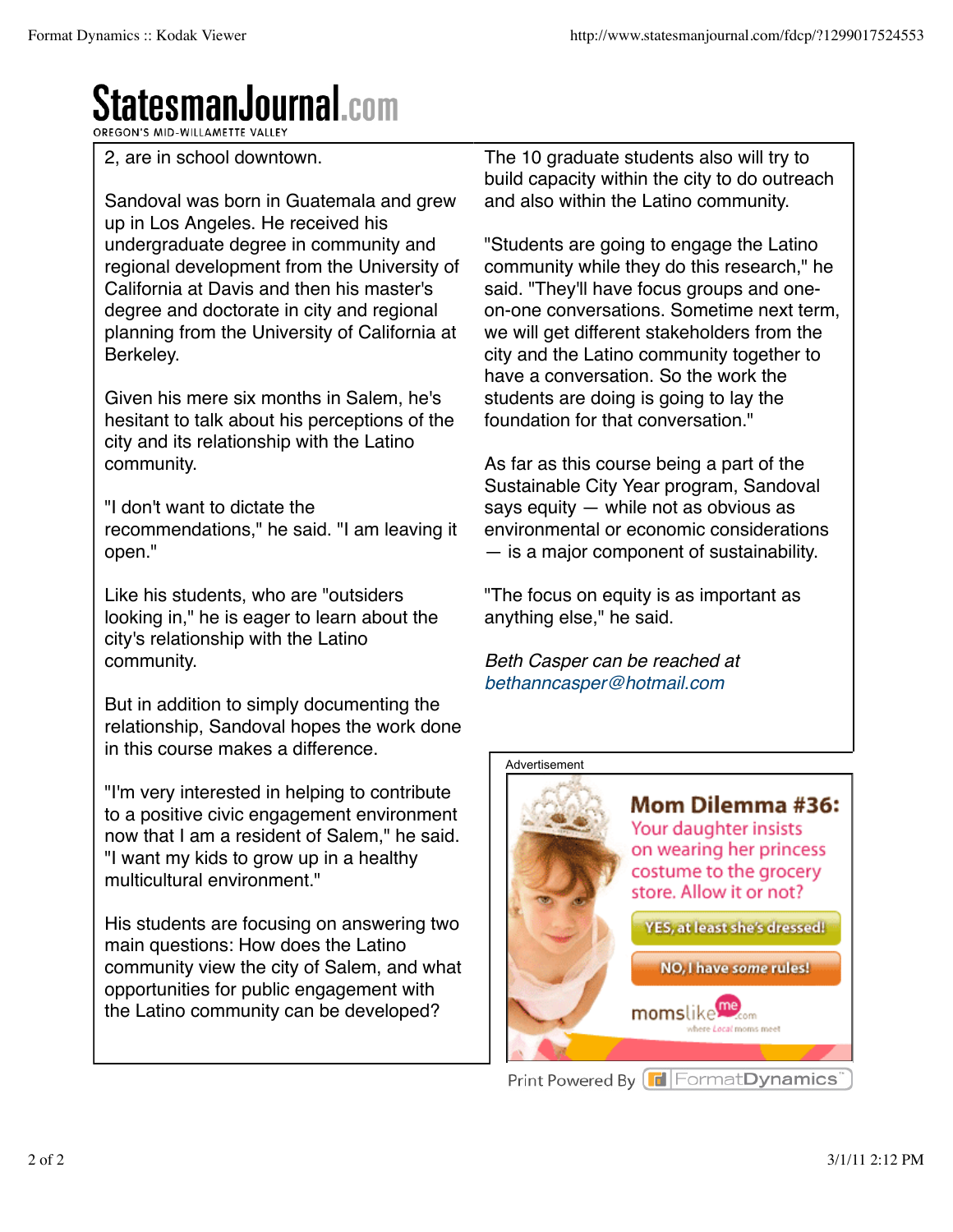2, are in school downtown.

Sandoval was born in Guatemala and grew up in Los Angeles. He received his undergraduate degree in community and regional development from the University of California at Davis and then his master's degree and doctorate in city and regional planning from the University of California at Berkeley.

Given his mere six months in Salem, he's hesitant to talk about his perceptions of the city and its relationship with the Latino community.

"I don't want to dictate the recommendations," he said. "I am leaving it open."

Like his students, who are "outsiders looking in," he is eager to learn about the city's relationship with the Latino community.

But in addition to simply documenting the relationship, Sandoval hopes the work done in this course makes a difference.

"I'm very interested in helping to contribute to a positive civic engagement environment now that I am a resident of Salem," he said. "I want my kids to grow up in a healthy multicultural environment."

His students are focusing on answering two main questions: How does the Latino community view the city of Salem, and what opportunities for public engagement with the Latino community can be developed?

The 10 graduate students also will try to build capacity within the city to do outreach and also within the Latino community.

"Students are going to engage the Latino community while they do this research," he said. "They'll have focus groups and one-on-one conversations. Sometime next term, we will get different stakeholders from the city and the Latino community together to have a conversation. So the work the students are doing is going to lay the foundation for that conversation."

As far as this course being a part of the Sustainable City Year program, Sandoval says equity — while not as obvious as environmental or economic considerations — is a major component of sustainability.

"The focus on equity is as important as anything else," he said.

*Beth Casper can be reached at bethanncasper@hotmail.com*